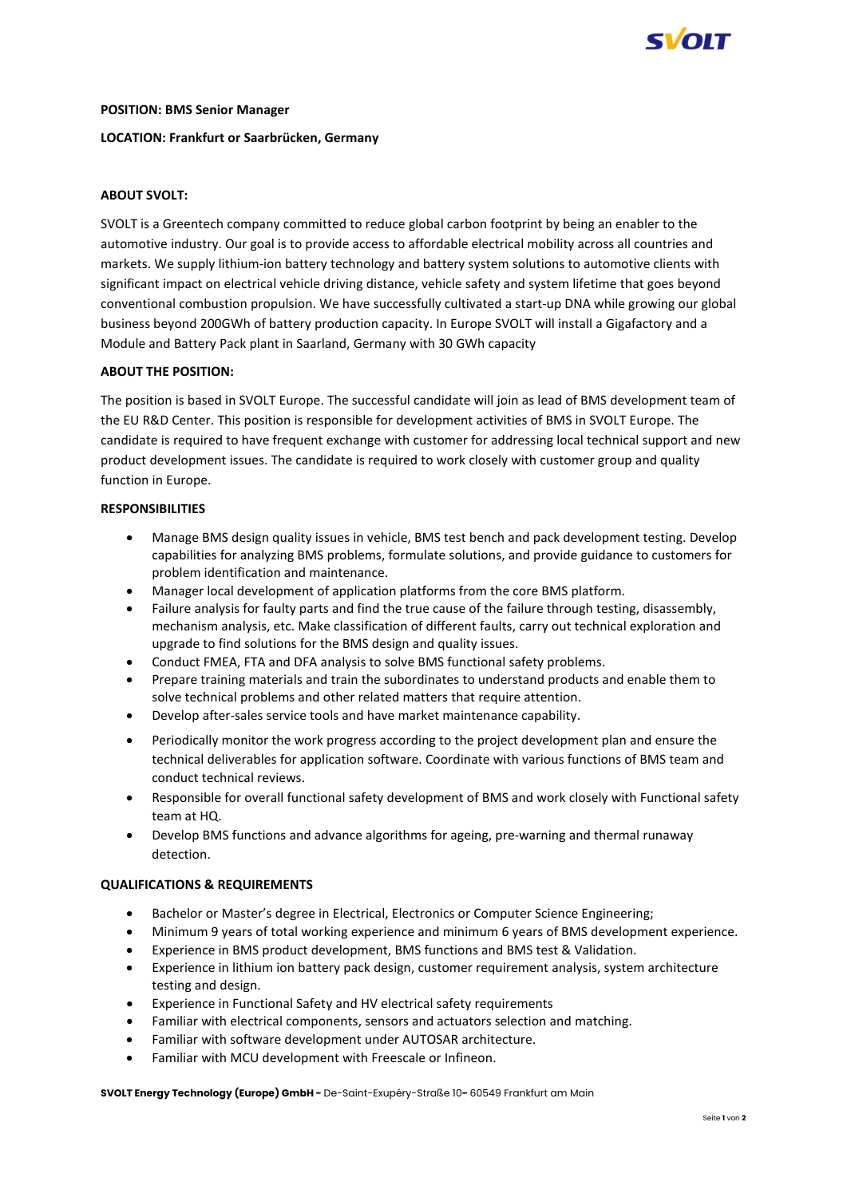**POSITION: BMS Senior Manager**

**LOCATION: Frankfurt or Saarbrücken, Germany**

**ABOUT SVOLT:**

SVOLT is a Greentech company committed to reduce global carbon footprint by being an enabler to the automotive industry. Our goal is to provide access to affordable electrical mobility across all countries and markets. We supply lithium-ion battery technology and battery system solutions to automotive clients with significant impact on electrical vehicle driving distance, vehicle safety and system lifetime that goes beyond conventional combustion propulsion. We have successfully cultivated a start-up DNA while growing our global business beyond 200GWh of battery production capacity. In Europe SVOLT will install a Gigafactory and a Module and Battery Pack plant in Saarland, Germany with 30 GWh capacity

**ABOUT THE POSITION:**

The position is based in SVOLT Europe. The successful candidate will join as lead of BMS development team of the EU R&D Center. This position is responsible for development activities of BMS in SVOLT Europe. The candidate is required to have frequent exchange with customer for addressing local technical support and new product development issues. The candidate is required to work closely with customer group and quality function in Europe.

**RESPONSIBILITIES**

- Manage BMS design quality issues in vehicle, BMS test bench and pack development testing. Develop capabilities for analyzing BMS problems, formulate solutions, and provide guidance to customers for problem identification and maintenance.
- Manager local development of application platforms from the core BMS platform.
- Failure analysis for faulty parts and find the true cause of the failure through testing, disassembly, mechanism analysis, etc. Make classification of different faults, carry out technical exploration and upgrade to find solutions for the BMS design and quality issues.
- Conduct FMEA, FTA and DFA analysis to solve BMS functional safety problems.
- Prepare training materials and train the subordinates to understand products and enable them to solve technical problems and other related matters that require attention.
- Develop after-sales service tools and have market maintenance capability.
- Periodically monitor the work progress according to the project development plan and ensure the technical deliverables for application software. Coordinate with various functions of BMS team and conduct technical reviews.
- Responsible for overall functional safety development of BMS and work closely with Functional safety team at HQ.
- Develop BMS functions and advance algorithms for ageing, pre-warning and thermal runaway detection.

**QUALIFICATIONS & REQUIREMENTS**

- Bachelor or Master's degree in Electrical, Electronics or Computer Science Engineering;
- Minimum 9 years of total working experience and minimum 6 years of BMS development experience.
- Experience in BMS product development, BMS functions and BMS test & Validation.
- Experience in lithium ion battery pack design, customer requirement analysis, system architecture testing and design.
- Experience in Functional Safety and HV electrical safety requirements
- Familiar with electrical components, sensors and actuators selection and matching.
- Familiar with software development under AUTOSAR architecture.
- Familiar with MCU development with Freescale or Infineon.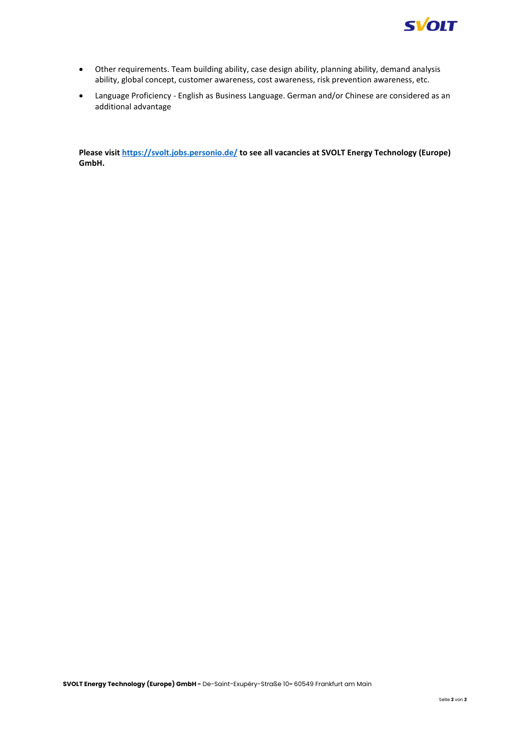- Other requirements. Team building ability, case design ability, planning ability, demand analysis ability, global concept, customer awareness, cost awareness, risk prevention awareness, etc.
- Language Proficiency - English as Business Language. German and/or Chinese are considered as an additional advantage

**Please visit [https://svolt.jobs.personio.de/](https://svolt.jobs.personio.de/) to see all vacancies at SVOLT Energy Technology (Europe) GmbH.**